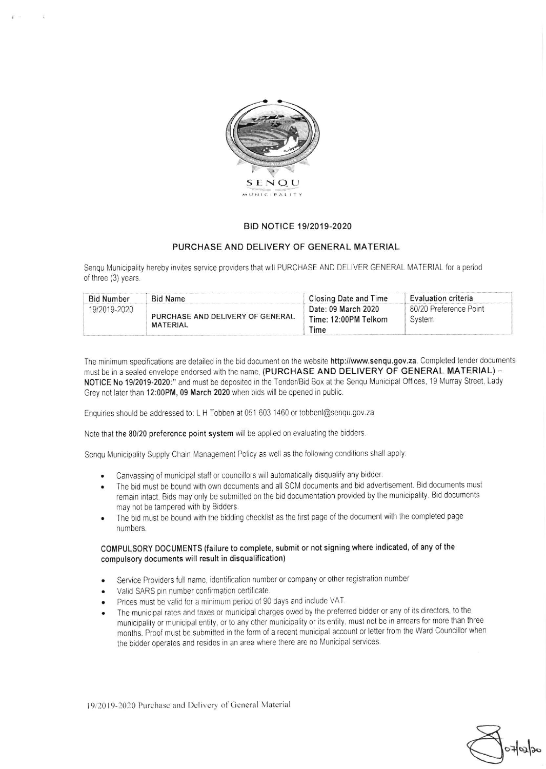SENQU MUNICIPALITY

## BID NOTICE 19/2019-2020

### PURCHASE AND DELIVERY OF GENERAL MATERIAL

Senqu Municipality hereby invites service providers that will PURCHASE AND DELIVER GENERAL MATERIAL for a period of three (3) years.

| Bid Number | Bid Name | Closing Date and Time | Evaluation criteria |
|---|---|---|---|
| 19/2019-2020 | PURCHASE AND DELIVERY OF GENERAL MATERIAL | Date: 09 March 2020 Time: 12:00PM Telkom Time | 80/20 Preference Point System |

The minimum specifications are detailed in the bid document on the website **http://www.senqu.gov.za**. Completed tender documents must be in a sealed envelope endorsed with the name, **(PURCHASE AND DELIVERY OF GENERAL MATERIAL) – NOTICE No 19/2019-2020:"** and must be deposited in the Tender/Bid Box at the Senqu Municipal Offices, 19 Murray Street, Lady Grey not later than **12:00PM, 09 March 2020** when bids will be opened in public.

Enquiries should be addressed to: L H Tobben at 051 603 1460 or tobbenl@senqu.gov.za

Note that **the 80/20 preference point system** will be applied on evaluating the bidders.

Senqu Municipality Supply Chain Management Policy as well as the following conditions shall apply:

- Canvassing of municipal staff or councillors will automatically disqualify any bidder.
- The bid must be bound with own documents and all SCM documents and bid advertisement. Bid documents must remain intact. Bids may only be submitted on the bid documentation provided by the municipality. Bid documents may not be tampered with by Bidders.
- The bid must be bound with the bidding checklist as the first page of the document with the completed page numbers.

**COMPULSORY DOCUMENTS (failure to complete, submit or not signing where indicated, of any of the compulsory documents will result in disqualification)**

- Service Providers full name, identification number or company or other registration number
- Valid SARS pin number confirmation certificate.
- Prices must be valid for a minimum period of 90 days and include VAT.
- The municipal rates and taxes or municipal charges owed by the preferred bidder or any of its directors, to the municipality or municipal entity, or to any other municipality or its entity, must not be in arrears for more than three months. Proof must be submitted in the form of a recent municipal account or letter from the Ward Councillor when the bidder operates and resides in an area where there are no Municipal services.

07/02/20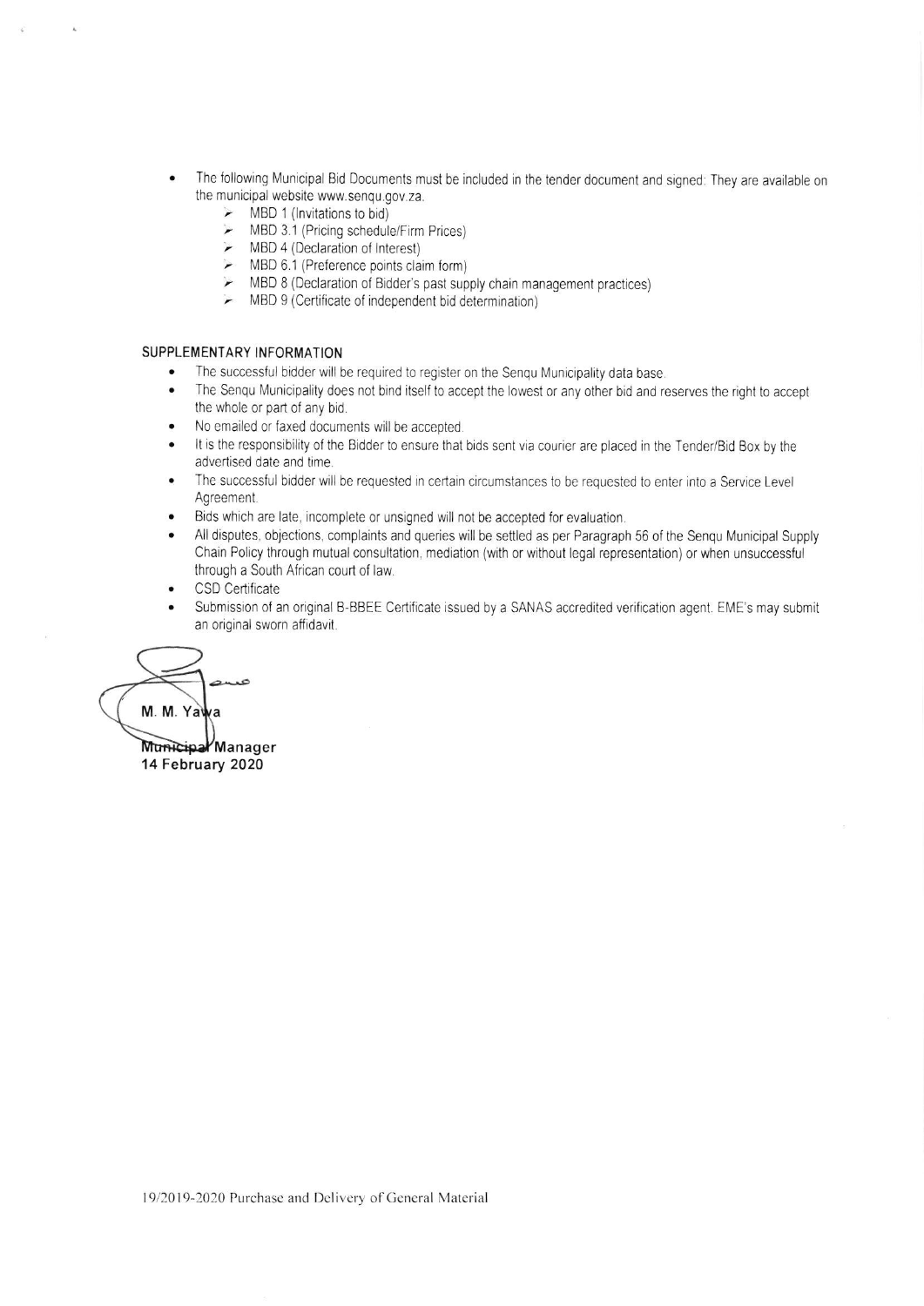- The following Municipal Bid Documents must be included in the tender document and signed: They are available on the municipal website www.senqu.gov.za.
  - MBD 1 (Invitations to bid)
  - MBD 3.1 (Pricing schedule/Firm Prices)
  - MBD 4 (Declaration of Interest)
  - MBD 6.1 (Preference points claim form)
  - MBD 8 (Declaration of Bidder's past supply chain management practices)
  - MBD 9 (Certificate of independent bid determination)

**SUPPLEMENTARY INFORMATION**

- The successful bidder will be required to register on the Senqu Municipality data base.
- The Senqu Municipality does not bind itself to accept the lowest or any other bid and reserves the right to accept the whole or part of any bid.
- No emailed or faxed documents will be accepted.
- It is the responsibility of the Bidder to ensure that bids sent via courier are placed in the Tender/Bid Box by the advertised date and time.
- The successful bidder will be requested in certain circumstances to be requested to enter into a Service Level Agreement.
- Bids which are late, incomplete or unsigned will not be accepted for evaluation.
- All disputes, objections, complaints and queries will be settled as per Paragraph 56 of the Senqu Municipal Supply Chain Policy through mutual consultation, mediation (with or without legal representation) or when unsuccessful through a South African court of law.
- CSD Certificate
- Submission of an original B-BBEE Certificate issued by a SANAS accredited verification agent. EME's may submit an original sworn affidavit.

**M. M. Yawa**
**Municipal Manager**
**14 February 2020**

19/2019-2020 Purchase and Delivery of General Material